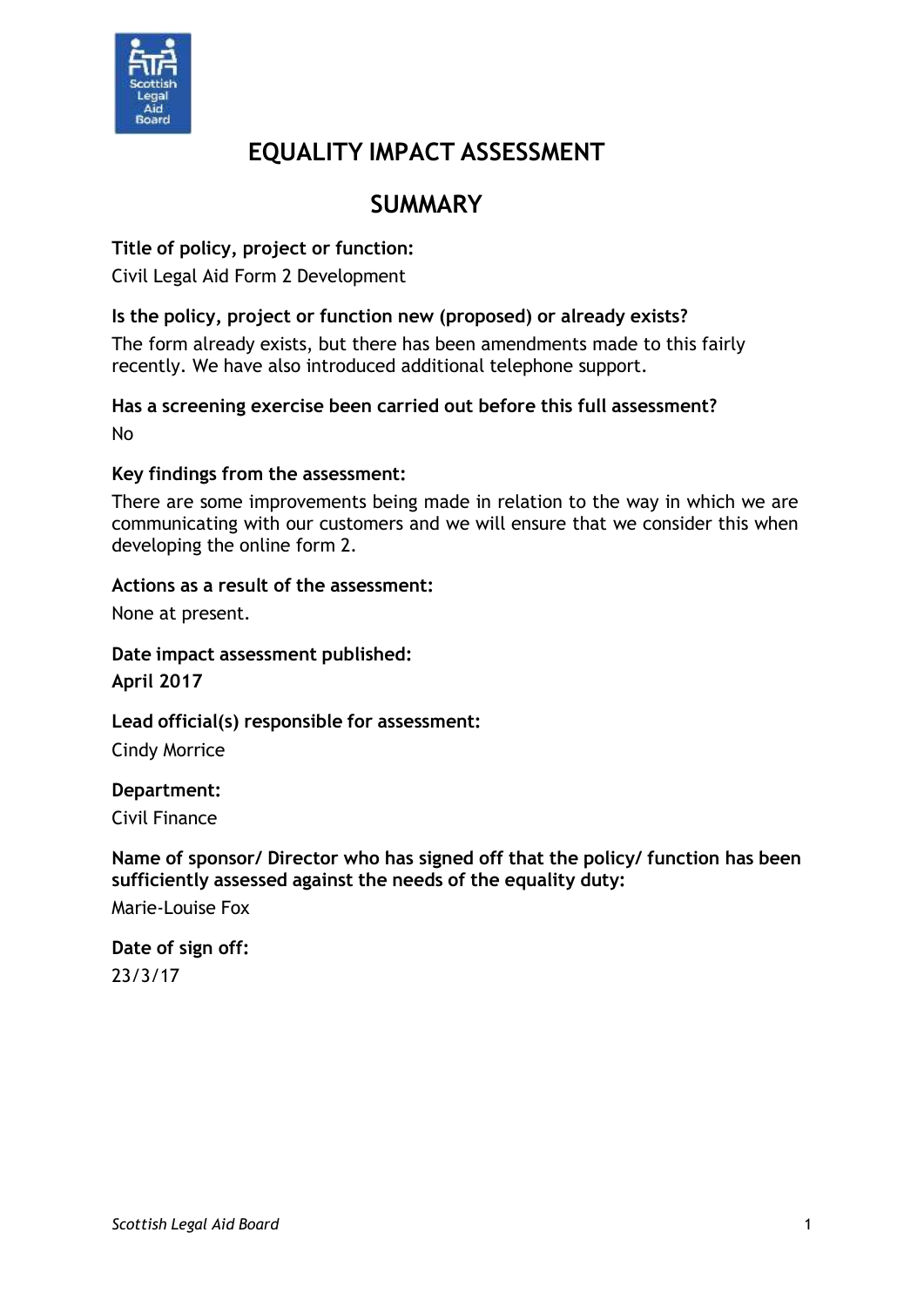# EQUALITY IMPACT ASSESSMENT

## SUMMARY

**Title of policy, project or function:**

Civil Legal Aid Form 2 Development

**Is the policy, project or function new (proposed) or already exists?**

The form already exists, but there has been amendments made to this fairly recently. We have also introduced additional telephone support.

**Has a screening exercise been carried out before this full assessment?**

No

**Key findings from the assessment:**

There are some improvements being made in relation to the way in which we are communicating with our customers and we will ensure that we consider this when developing the online form 2.

**Actions as a result of the assessment:**

None at present.

**Date impact assessment published:**

**April 2017**

**Lead official(s) responsible for assessment:**

Cindy Morrice

**Department:**

Civil Finance

**Name of sponsor/ Director who has signed off that the policy/ function has been sufficiently assessed against the needs of the equality duty:**

Marie-Louise Fox

**Date of sign off:**

23/3/17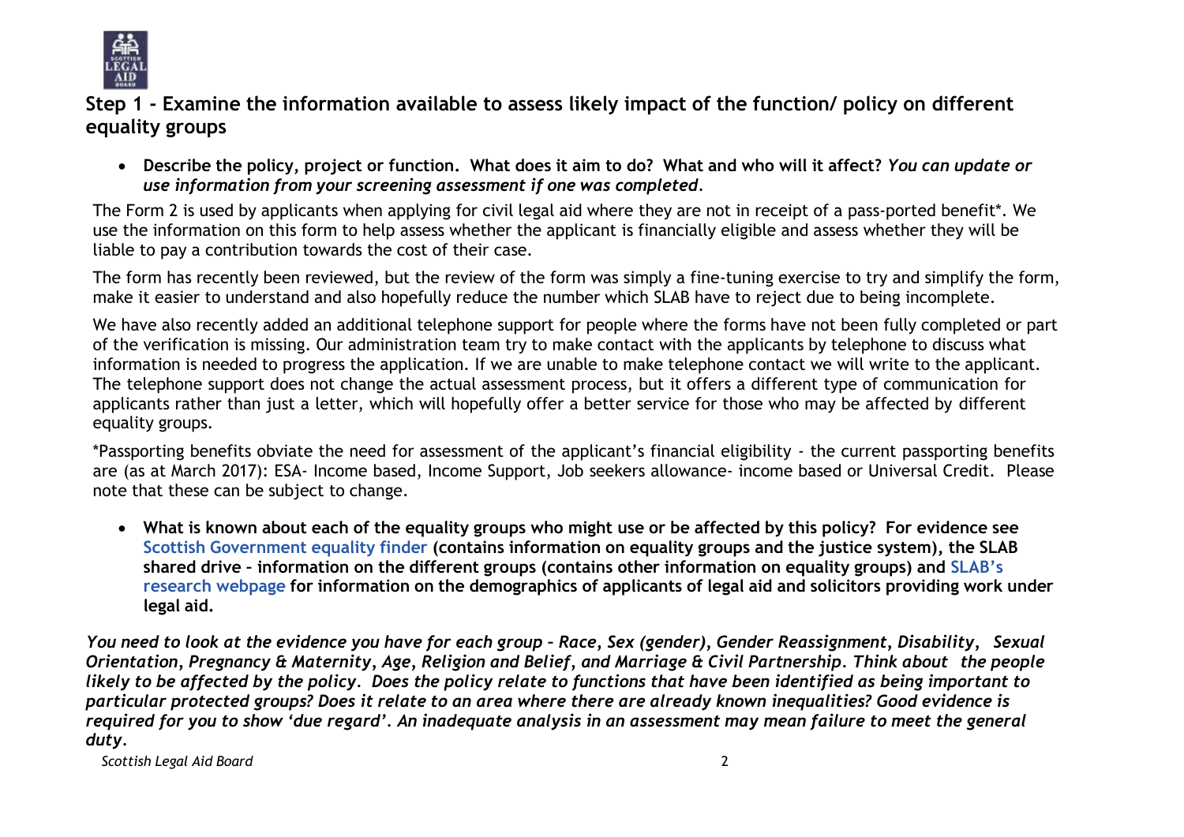## Step 1 - Examine the information available to assess likely impact of the function/ policy on different equality groups

- **Describe the policy, project or function. What does it aim to do? What and who will it affect?** ***You can update or use information from your screening assessment if one was completed.***

The Form 2 is used by applicants when applying for civil legal aid where they are not in receipt of a pass-ported benefit*. We use the information on this form to help assess whether the applicant is financially eligible and assess whether they will be liable to pay a contribution towards the cost of their case.

The form has recently been reviewed, but the review of the form was simply a fine-tuning exercise to try and simplify the form, make it easier to understand and also hopefully reduce the number which SLAB have to reject due to being incomplete.

We have also recently added an additional telephone support for people where the forms have not been fully completed or part of the verification is missing. Our administration team try to make contact with the applicants by telephone to discuss what information is needed to progress the application. If we are unable to make telephone contact we will write to the applicant. The telephone support does not change the actual assessment process, but it offers a different type of communication for applicants rather than just a letter, which will hopefully offer a better service for those who may be affected by different equality groups.

*Passporting benefits obviate the need for assessment of the applicant's financial eligibility - the current passporting benefits are (as at March 2017): ESA- Income based, Income Support, Job seekers allowance- income based or Universal Credit. Please note that these can be subject to change.

- **What is known about each of the equality groups who might use or be affected by this policy? For evidence see Scottish Government equality finder (contains information on equality groups and the justice system), the SLAB shared drive – information on the different groups (contains other information on equality groups) and SLAB's research webpage for information on the demographics of applicants of legal aid and solicitors providing work under legal aid.**

***You need to look at the evidence you have for each group – Race, Sex (gender), Gender Reassignment, Disability, Sexual Orientation, Pregnancy & Maternity, Age, Religion and Belief, and Marriage & Civil Partnership. Think about the people likely to be affected by the policy. Does the policy relate to functions that have been identified as being important to particular protected groups? Does it relate to an area where there are already known inequalities? Good evidence is required for you to show 'due regard'. An inadequate analysis in an assessment may mean failure to meet the general duty.***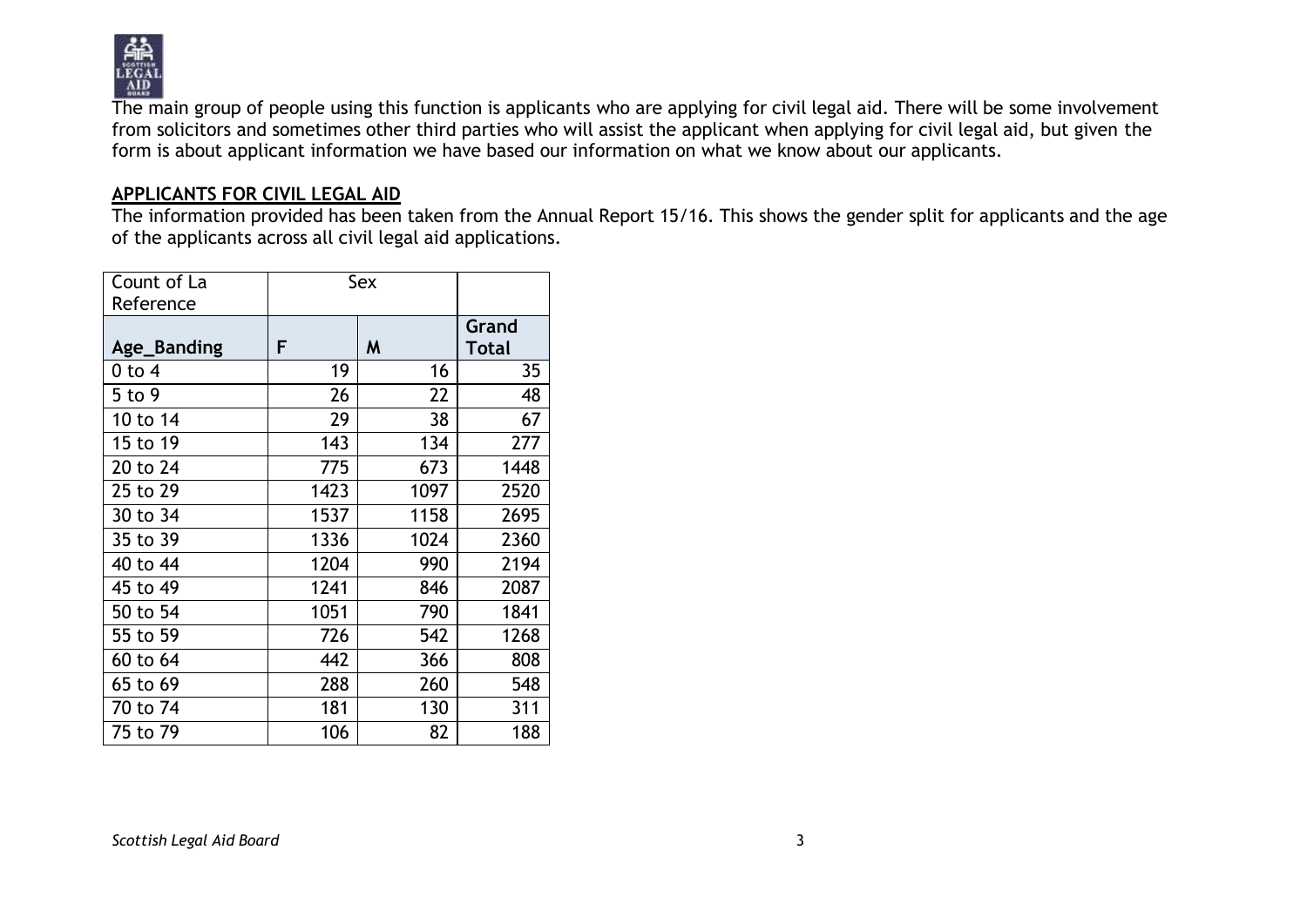The main group of people using this function is applicants who are applying for civil legal aid. There will be some involvement from solicitors and sometimes other third parties who will assist the applicant when applying for civil legal aid, but given the form is about applicant information we have based our information on what we know about our applicants.

**APPLICANTS FOR CIVIL LEGAL AID**

The information provided has been taken from the Annual Report 15/16. This shows the gender split for applicants and the age of the applicants across all civil legal aid applications.

| Count of La Reference | Sex | | |
|---|---|---|---|
| **Age_Banding** | **F** | **M** | **Grand Total** |
| 0 to 4 | 19 | 16 | 35 |
| 5 to 9 | 26 | 22 | 48 |
| 10 to 14 | 29 | 38 | 67 |
| 15 to 19 | 143 | 134 | 277 |
| 20 to 24 | 775 | 673 | 1448 |
| 25 to 29 | 1423 | 1097 | 2520 |
| 30 to 34 | 1537 | 1158 | 2695 |
| 35 to 39 | 1336 | 1024 | 2360 |
| 40 to 44 | 1204 | 990 | 2194 |
| 45 to 49 | 1241 | 846 | 2087 |
| 50 to 54 | 1051 | 790 | 1841 |
| 55 to 59 | 726 | 542 | 1268 |
| 60 to 64 | 442 | 366 | 808 |
| 65 to 69 | 288 | 260 | 548 |
| 70 to 74 | 181 | 130 | 311 |
| 75 to 79 | 106 | 82 | 188 |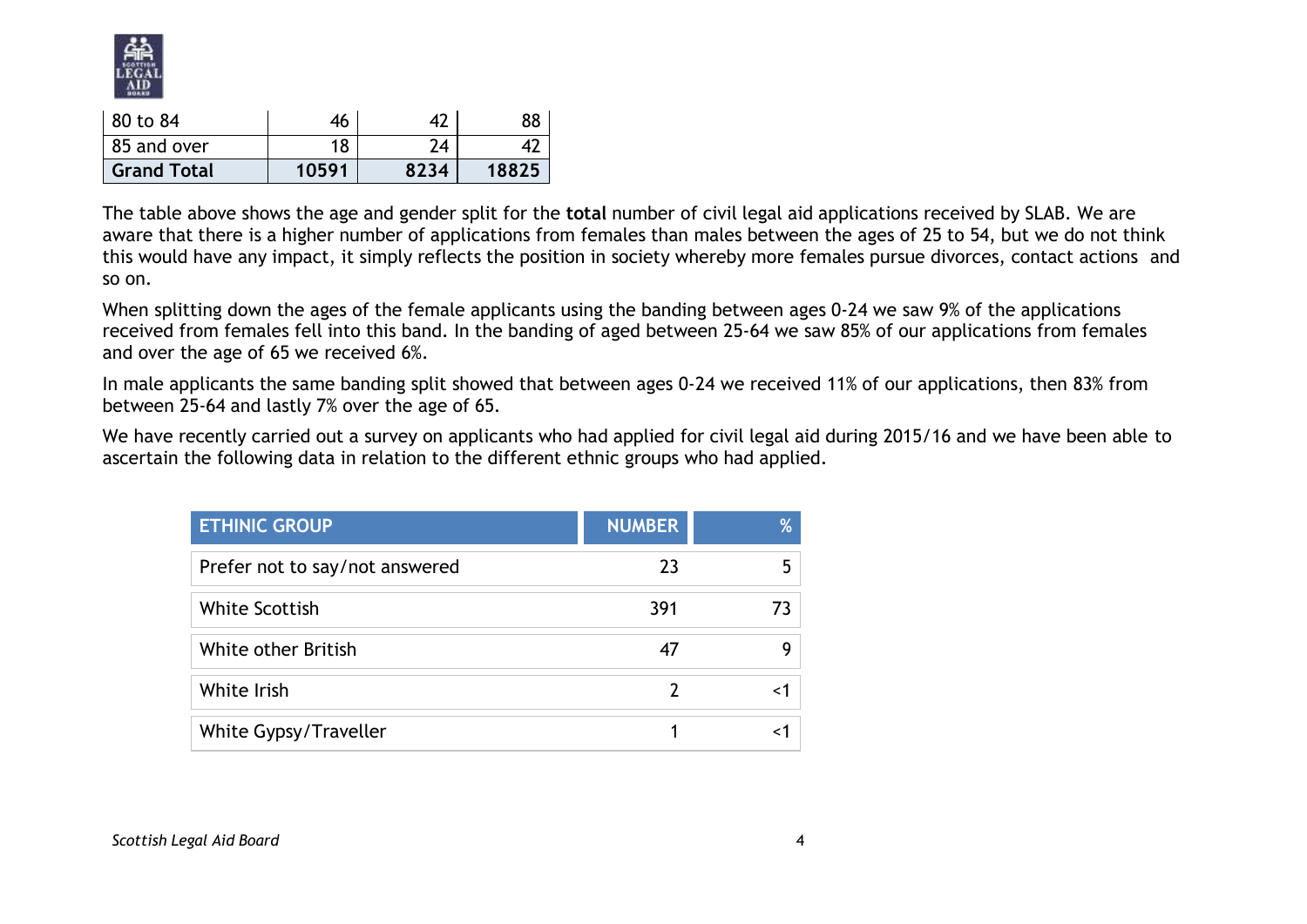| 80 to 84 | 46 | 42 | 88 |
|---|---|---|---|
| 85 and over | 18 | 24 | 42 |
| **Grand Total** | **10591** | **8234** | **18825** |

The table above shows the age and gender split for the **total** number of civil legal aid applications received by SLAB. We are aware that there is a higher number of applications from females than males between the ages of 25 to 54, but we do not think this would have any impact, it simply reflects the position in society whereby more females pursue divorces, contact actions and so on.

When splitting down the ages of the female applicants using the banding between ages 0-24 we saw 9% of the applications received from females fell into this band. In the banding of aged between 25-64 we saw 85% of our applications from females and over the age of 65 we received 6%.

In male applicants the same banding split showed that between ages 0-24 we received 11% of our applications, then 83% from between 25-64 and lastly 7% over the age of 65.

We have recently carried out a survey on applicants who had applied for civil legal aid during 2015/16 and we have been able to ascertain the following data in relation to the different ethnic groups who had applied.

| ETHINIC GROUP | NUMBER | % |
|---|---|---|
| Prefer not to say/not answered | 23 | 5 |
| White Scottish | 391 | 73 |
| White other British | 47 | 9 |
| White Irish | 2 | <1 |
| White Gypsy/Traveller | 1 | <1 |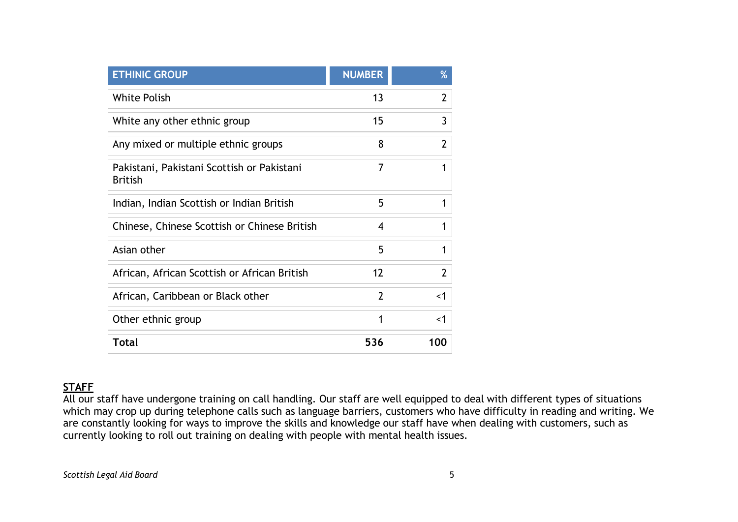| ETHINIC GROUP | NUMBER | % |
| --- | --- | --- |
| White Polish | 13 | 2 |
| White any other ethnic group | 15 | 3 |
| Any mixed or multiple ethnic groups | 8 | 2 |
| Pakistani, Pakistani Scottish or Pakistani British | 7 | 1 |
| Indian, Indian Scottish or Indian British | 5 | 1 |
| Chinese, Chinese Scottish or Chinese British | 4 | 1 |
| Asian other | 5 | 1 |
| African, African Scottish or African British | 12 | 2 |
| African, Caribbean or Black other | 2 | <1 |
| Other ethnic group | 1 | <1 |
| **Total** | **536** | **100** |

**STAFF**

All our staff have undergone training on call handling. Our staff are well equipped to deal with different types of situations which may crop up during telephone calls such as language barriers, customers who have difficulty in reading and writing. We are constantly looking for ways to improve the skills and knowledge our staff have when dealing with customers, such as currently looking to roll out training on dealing with people with mental health issues.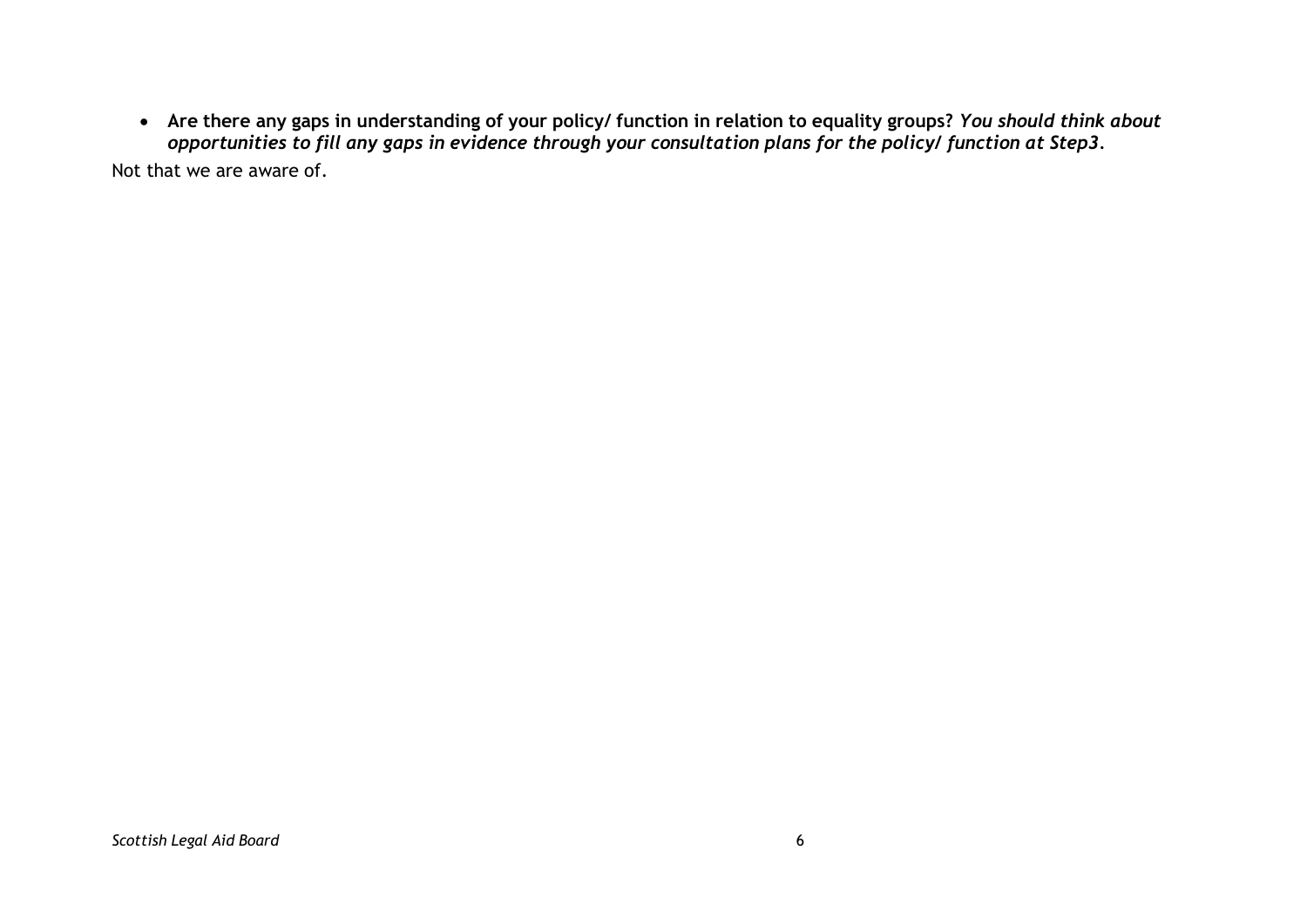- **Are there any gaps in understanding of your policy/ function in relation to equality groups?** ***You should think about opportunities to fill any gaps in evidence through your consultation plans for the policy/ function at Step3.***

Not that we are aware of.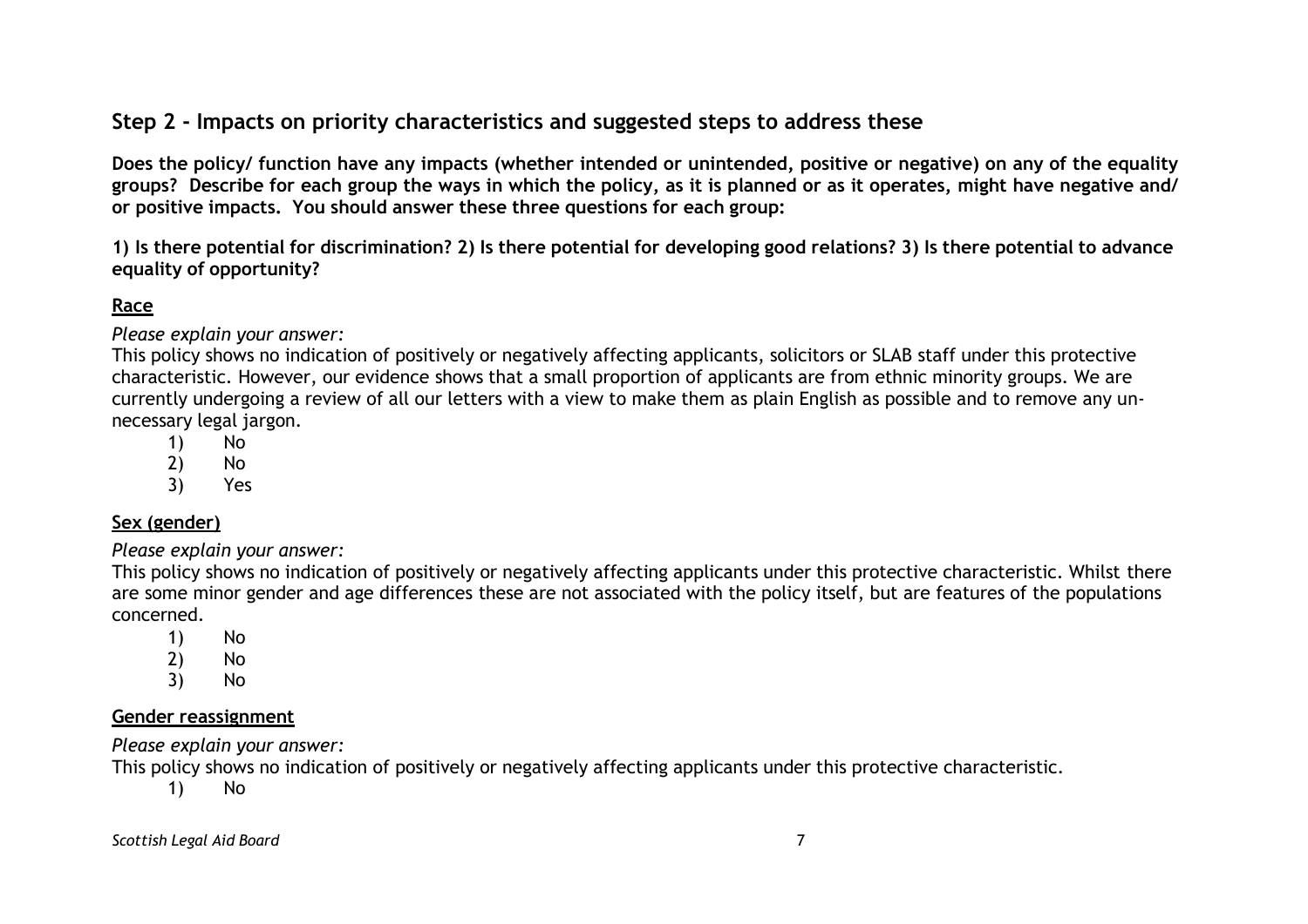## Step 2 - Impacts on priority characteristics and suggested steps to address these

**Does the policy/ function have any impacts (whether intended or unintended, positive or negative) on any of the equality groups? Describe for each group the ways in which the policy, as it is planned or as it operates, might have negative and/ or positive impacts. You should answer these three questions for each group:**

**1) Is there potential for discrimination? 2) Is there potential for developing good relations? 3) Is there potential to advance equality of opportunity?**

### <u>Race</u>

*Please explain your answer:*

This policy shows no indication of positively or negatively affecting applicants, solicitors or SLAB staff under this protective characteristic. However, our evidence shows that a small proportion of applicants are from ethnic minority groups. We are currently undergoing a review of all our letters with a view to make them as plain English as possible and to remove any un-necessary legal jargon.

1) No
2) No
3) Yes

### <u>Sex (gender)</u>

*Please explain your answer:*

This policy shows no indication of positively or negatively affecting applicants under this protective characteristic. Whilst there are some minor gender and age differences these are not associated with the policy itself, but are features of the populations concerned.

1) No
2) No
3) No

### <u>Gender reassignment</u>

*Please explain your answer:*

This policy shows no indication of positively or negatively affecting applicants under this protective characteristic.

1) No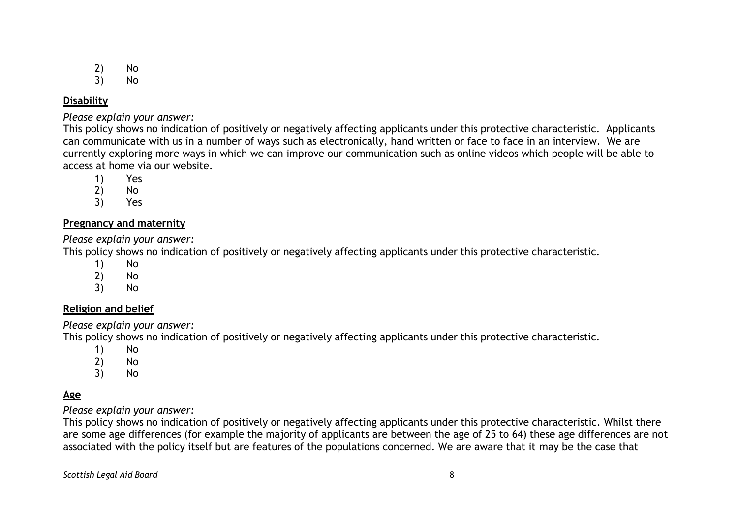2) No
3) No

**Disability**

*Please explain your answer:*

This policy shows no indication of positively or negatively affecting applicants under this protective characteristic. Applicants can communicate with us in a number of ways such as electronically, hand written or face to face in an interview. We are currently exploring more ways in which we can improve our communication such as online videos which people will be able to access at home via our website.

1) Yes
2) No
3) Yes

**Pregnancy and maternity**

*Please explain your answer:*

This policy shows no indication of positively or negatively affecting applicants under this protective characteristic.

1) No
2) No
3) No

**Religion and belief**

*Please explain your answer:*

This policy shows no indication of positively or negatively affecting applicants under this protective characteristic.

1) No
2) No
3) No

**Age**

*Please explain your answer:*

This policy shows no indication of positively or negatively affecting applicants under this protective characteristic. Whilst there are some age differences (for example the majority of applicants are between the age of 25 to 64) these age differences are not associated with the policy itself but are features of the populations concerned. We are aware that it may be the case that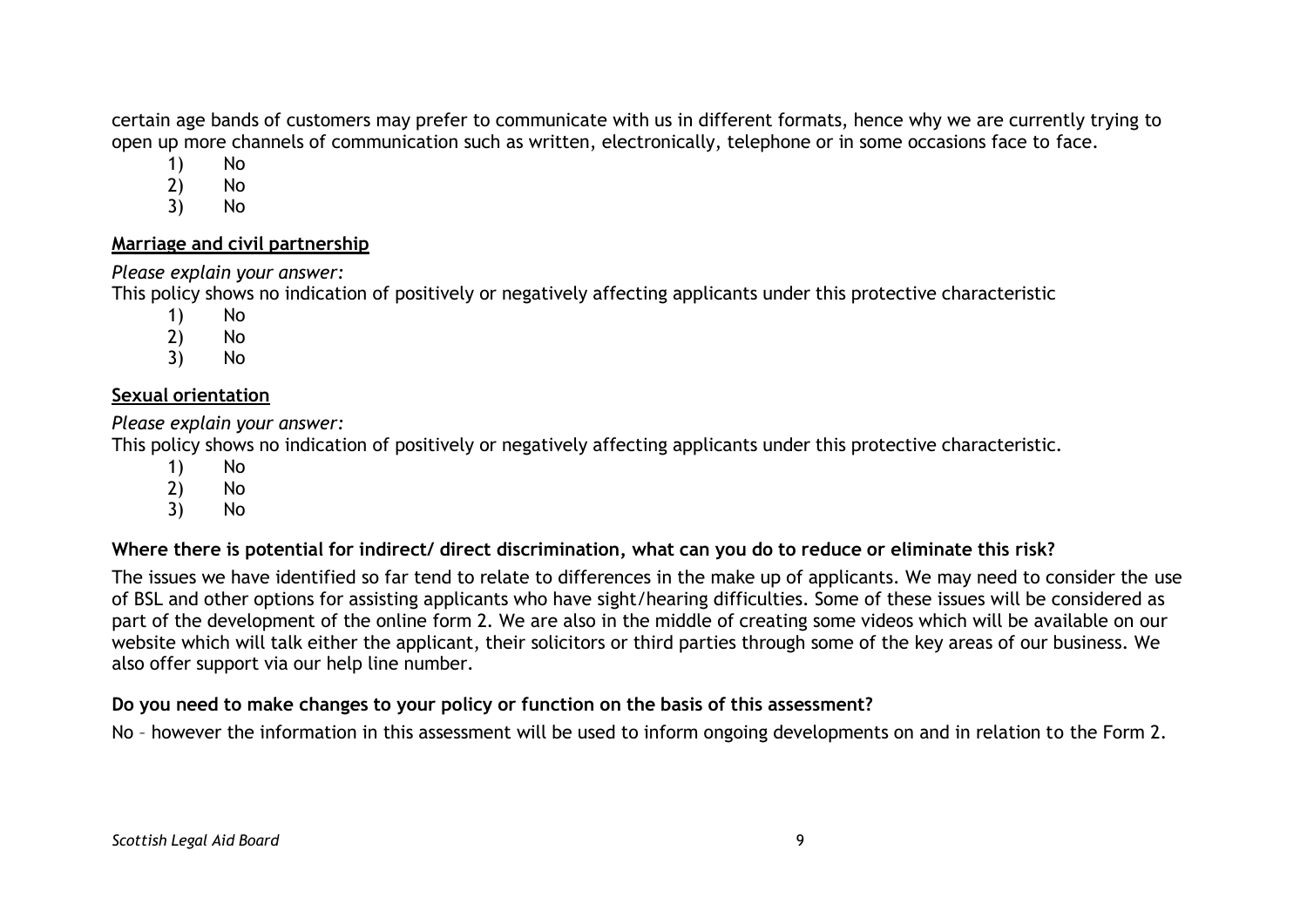certain age bands of customers may prefer to communicate with us in different formats, hence why we are currently trying to open up more channels of communication such as written, electronically, telephone or in some occasions face to face.

1) No
2) No
3) No

**Marriage and civil partnership**

*Please explain your answer:*

This policy shows no indication of positively or negatively affecting applicants under this protective characteristic

1) No
2) No
3) No

**Sexual orientation**

*Please explain your answer:*

This policy shows no indication of positively or negatively affecting applicants under this protective characteristic.

1) No
2) No
3) No

**Where there is potential for indirect/ direct discrimination, what can you do to reduce or eliminate this risk?**

The issues we have identified so far tend to relate to differences in the make up of applicants. We may need to consider the use of BSL and other options for assisting applicants who have sight/hearing difficulties. Some of these issues will be considered as part of the development of the online form 2. We are also in the middle of creating some videos which will be available on our website which will talk either the applicant, their solicitors or third parties through some of the key areas of our business. We also offer support via our help line number.

**Do you need to make changes to your policy or function on the basis of this assessment?**

No – however the information in this assessment will be used to inform ongoing developments on and in relation to the Form 2.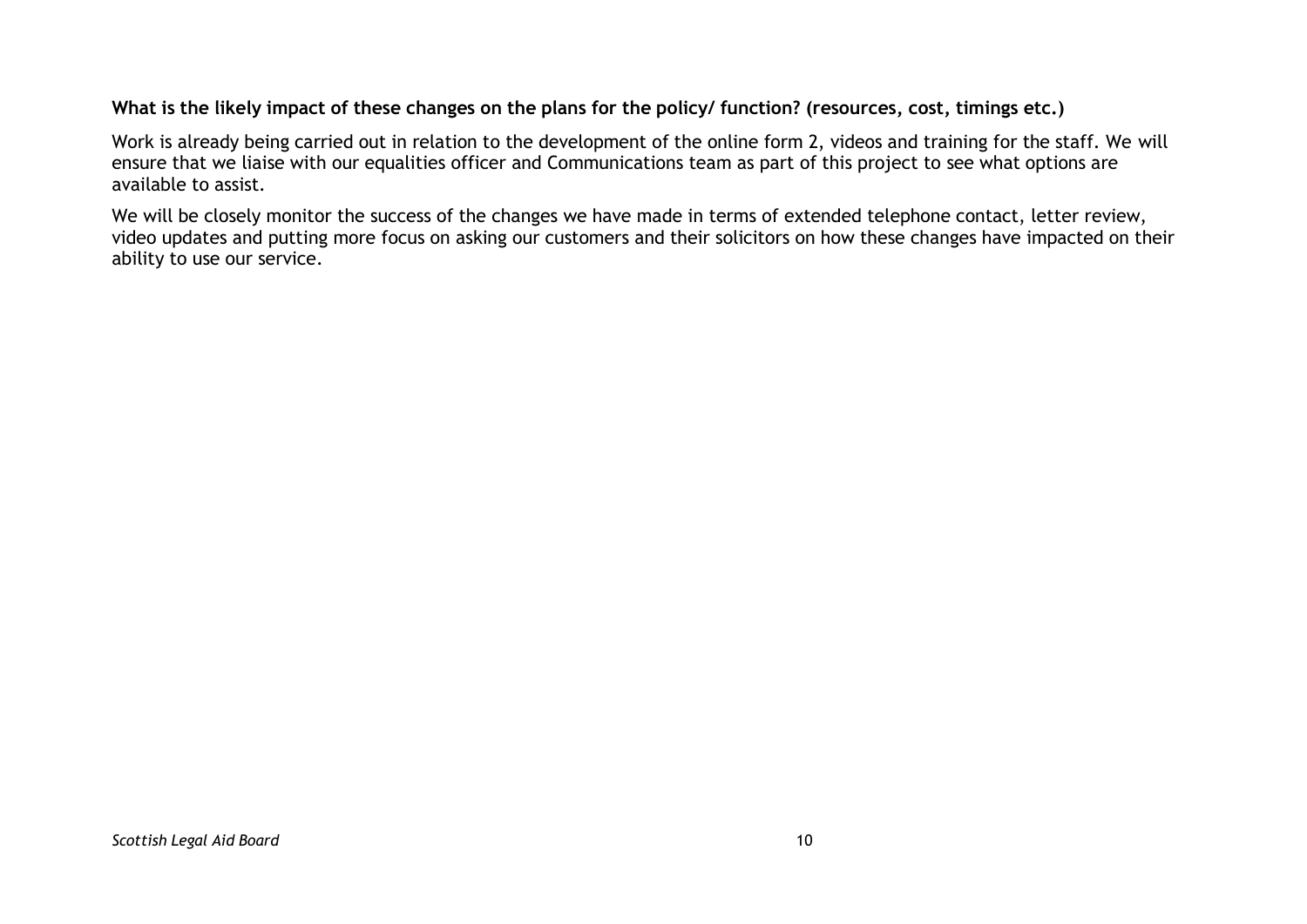**What is the likely impact of these changes on the plans for the policy/ function? (resources, cost, timings etc.)**

Work is already being carried out in relation to the development of the online form 2, videos and training for the staff. We will ensure that we liaise with our equalities officer and Communications team as part of this project to see what options are available to assist.

We will be closely monitor the success of the changes we have made in terms of extended telephone contact, letter review, video updates and putting more focus on asking our customers and their solicitors on how these changes have impacted on their ability to use our service.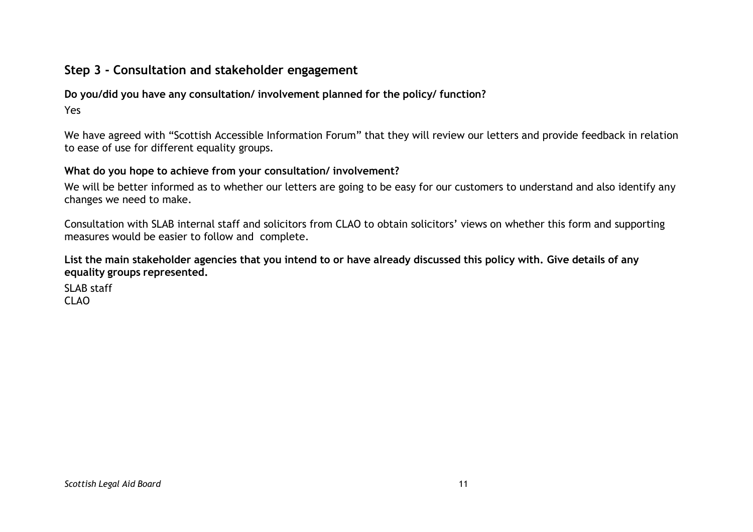## Step 3 - Consultation and stakeholder engagement

**Do you/did you have any consultation/ involvement planned for the policy/ function?**

Yes

We have agreed with "Scottish Accessible Information Forum" that they will review our letters and provide feedback in relation to ease of use for different equality groups.

**What do you hope to achieve from your consultation/ involvement?**

We will be better informed as to whether our letters are going to be easy for our customers to understand and also identify any changes we need to make.

Consultation with SLAB internal staff and solicitors from CLAO to obtain solicitors' views on whether this form and supporting measures would be easier to follow and complete.

**List the main stakeholder agencies that you intend to or have already discussed this policy with. Give details of any equality groups represented.**

SLAB staff
CLAO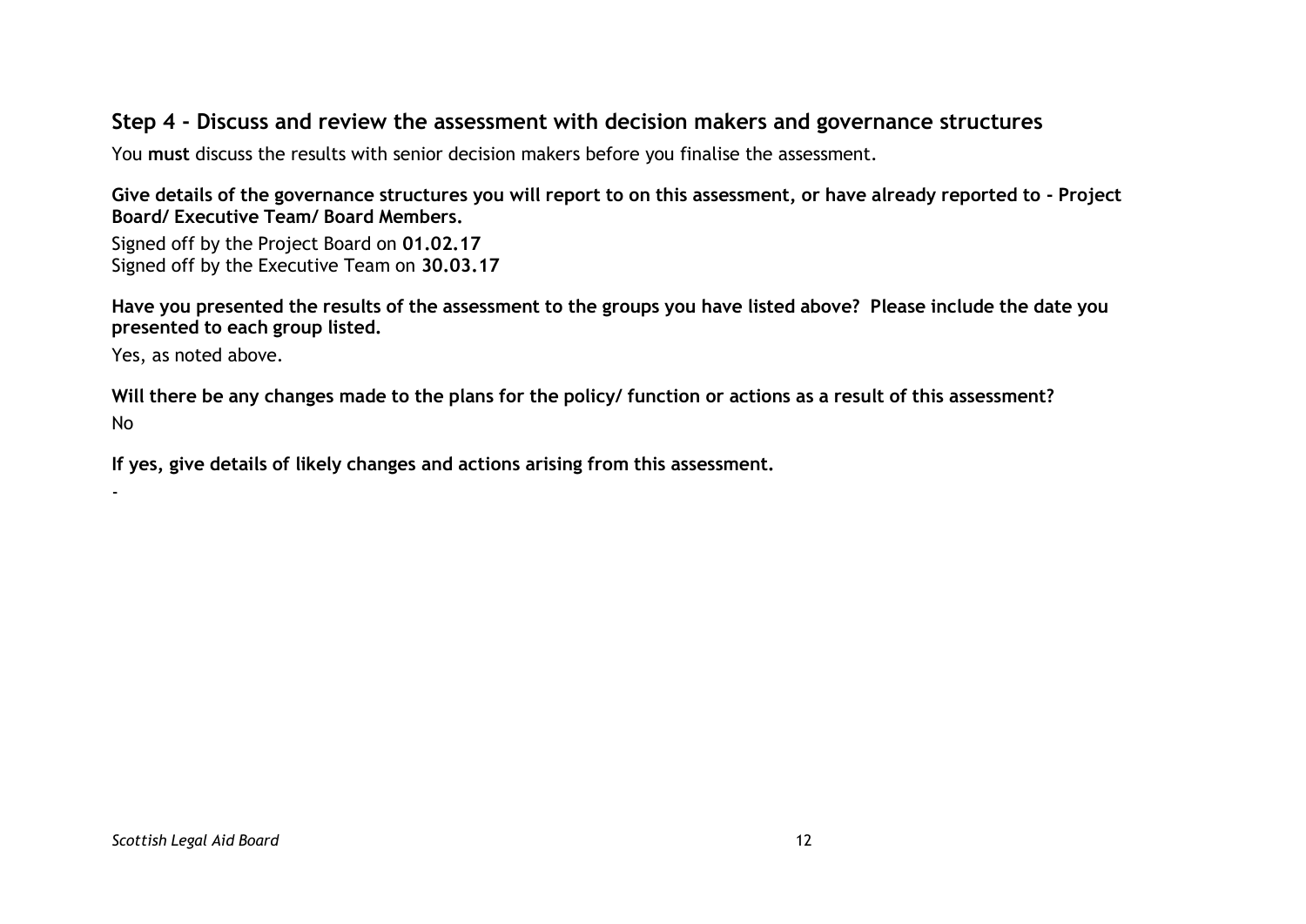## Step 4 - Discuss and review the assessment with decision makers and governance structures

You **must** discuss the results with senior decision makers before you finalise the assessment.

**Give details of the governance structures you will report to on this assessment, or have already reported to - Project Board/ Executive Team/ Board Members.**

Signed off by the Project Board on **01.02.17**
Signed off by the Executive Team on **30.03.17**

**Have you presented the results of the assessment to the groups you have listed above? Please include the date you presented to each group listed.**

Yes, as noted above.

**Will there be any changes made to the plans for the policy/ function or actions as a result of this assessment?**

No

**If yes, give details of likely changes and actions arising from this assessment.**

-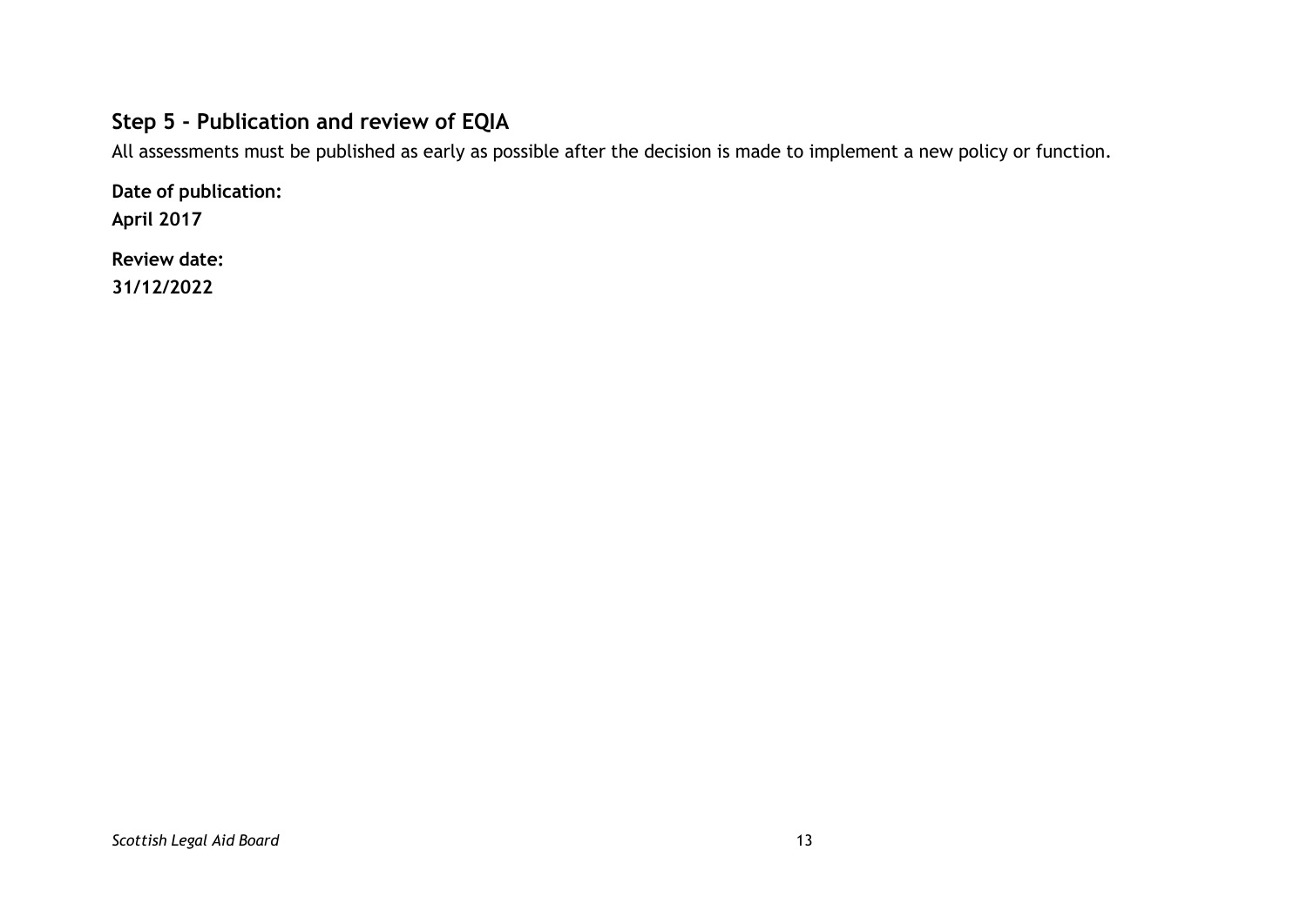## Step 5 - Publication and review of EQIA

All assessments must be published as early as possible after the decision is made to implement a new policy or function.

**Date of publication:**
**April 2017**

**Review date:**
**31/12/2022**